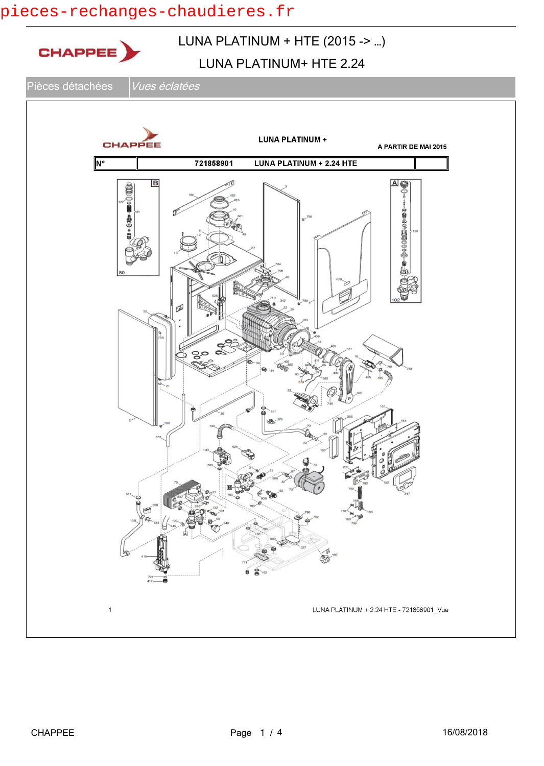pieces-rechanges-chaudieres.fr

CHAPPEE

# LUNA PLATINUM + HTE (2015 -> ...)

## LUNA PLATINUM+ HTE 2.24

| Pièces détachées | *Vues éclatées* |
|---|---|

CHAPPEE

LUNA PLATINUM +

A PARTIR DE MAI 2015

| N° | 721858901 LUNA PLATINUM + 2.24 HTE | |
|---|---|---|

1

LUNA PLATINUM + 2.24 HTE - 721858901_Vue

CHAPPEE

16/08/2018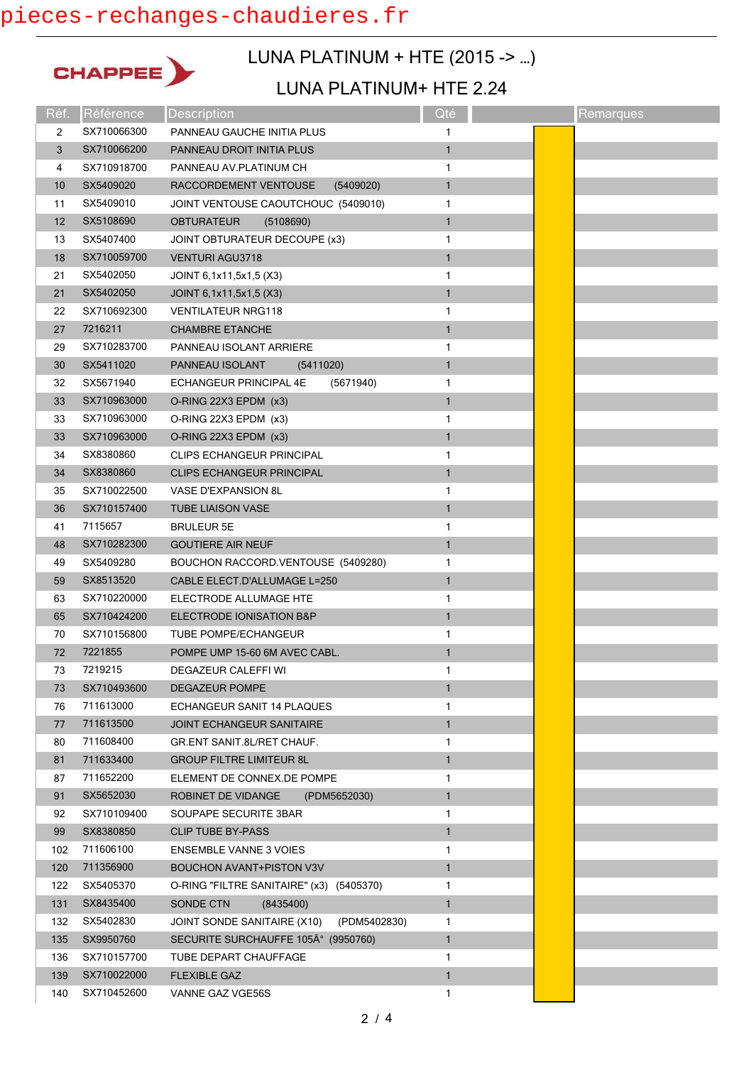pieces-rechanges-chaudieres.fr

CHAPPEE

# LUNA PLATINUM + HTE (2015 -> ...)

## LUNA PLATINUM+ HTE 2.24

| Réf. | Référence | Description | Qté | | Remarques |
|---|---|---|---|---|---|
| 2 | SX710066300 | PANNEAU GAUCHE INITIA PLUS | 1 | | |
| 3 | SX710066200 | PANNEAU DROIT INITIA PLUS | 1 | | |
| 4 | SX710918700 | PANNEAU AV.PLATINUM CH | 1 | | |
| 10 | SX5409020 | RACCORDEMENT VENTOUSE (5409020) | 1 | | |
| 11 | SX5409010 | JOINT VENTOUSE CAOUTCHOUC (5409010) | 1 | | |
| 12 | SX5108690 | OBTURATEUR (5108690) | 1 | | |
| 13 | SX5407400 | JOINT OBTURATEUR DECOUPE (x3) | 1 | | |
| 18 | SX710059700 | VENTURI AGU3718 | 1 | | |
| 21 | SX5402050 | JOINT 6,1x11,5x1,5 (X3) | 1 | | |
| 21 | SX5402050 | JOINT 6,1x11,5x1,5 (X3) | 1 | | |
| 22 | SX710692300 | VENTILATEUR NRG118 | 1 | | |
| 27 | 7216211 | CHAMBRE ETANCHE | 1 | | |
| 29 | SX710283700 | PANNEAU ISOLANT ARRIERE | 1 | | |
| 30 | SX5411020 | PANNEAU ISOLANT (5411020) | 1 | | |
| 32 | SX5671940 | ECHANGEUR PRINCIPAL 4E (5671940) | 1 | | |
| 33 | SX710963000 | O-RING 22X3 EPDM (x3) | 1 | | |
| 33 | SX710963000 | O-RING 22X3 EPDM (x3) | 1 | | |
| 33 | SX710963000 | O-RING 22X3 EPDM (x3) | 1 | | |
| 34 | SX8380860 | CLIPS ECHANGEUR PRINCIPAL | 1 | | |
| 34 | SX8380860 | CLIPS ECHANGEUR PRINCIPAL | 1 | | |
| 35 | SX710022500 | VASE D'EXPANSION 8L | 1 | | |
| 36 | SX710157400 | TUBE LIAISON VASE | 1 | | |
| 41 | 7115657 | BRULEUR 5E | 1 | | |
| 48 | SX710282300 | GOUTIERE AIR NEUF | 1 | | |
| 49 | SX5409280 | BOUCHON RACCORD.VENTOUSE (5409280) | 1 | | |
| 59 | SX8513520 | CABLE ELECT.D'ALLUMAGE L=250 | 1 | | |
| 63 | SX710220000 | ELECTRODE ALLUMAGE HTE | 1 | | |
| 65 | SX710424200 | ELECTRODE IONISATION B&P | 1 | | |
| 70 | SX710156800 | TUBE POMPE/ECHANGEUR | 1 | | |
| 72 | 7221855 | POMPE UMP 15-60 6M AVEC CABL. | 1 | | |
| 73 | 7219215 | DEGAZEUR CALEFFI WI | 1 | | |
| 73 | SX710493600 | DEGAZEUR POMPE | 1 | | |
| 76 | 711613000 | ECHANGEUR SANIT 14 PLAQUES | 1 | | |
| 77 | 711613500 | JOINT ECHANGEUR SANITAIRE | 1 | | |
| 80 | 711608400 | GR.ENT SANIT.8L/RET CHAUF. | 1 | | |
| 81 | 711633400 | GROUP FILTRE LIMITEUR 8L | 1 | | |
| 87 | 711652200 | ELEMENT DE CONNEX.DE POMPE | 1 | | |
| 91 | SX5652030 | ROBINET DE VIDANGE (PDM5652030) | 1 | | |
| 92 | SX710109400 | SOUPAPE SECURITE 3BAR | 1 | | |
| 99 | SX8380850 | CLIP TUBE BY-PASS | 1 | | |
| 102 | 711606100 | ENSEMBLE VANNE 3 VOIES | 1 | | |
| 120 | 711356900 | BOUCHON AVANT+PISTON V3V | 1 | | |
| 122 | SX5405370 | O-RING "FILTRE SANITAIRE" (x3) (5405370) | 1 | | |
| 131 | SX8435400 | SONDE CTN (8435400) | 1 | | |
| 132 | SX5402830 | JOINT SONDE SANITAIRE (X10) (PDM5402830) | 1 | | |
| 135 | SX9950760 | SECURITE SURCHAUFFE 105Â° (9950760) | 1 | | |
| 136 | SX710157700 | TUBE DEPART CHAUFFAGE | 1 | | |
| 139 | SX710022000 | FLEXIBLE GAZ | 1 | | |
| 140 | SX710452600 | VANNE GAZ VGE56S | 1 | | |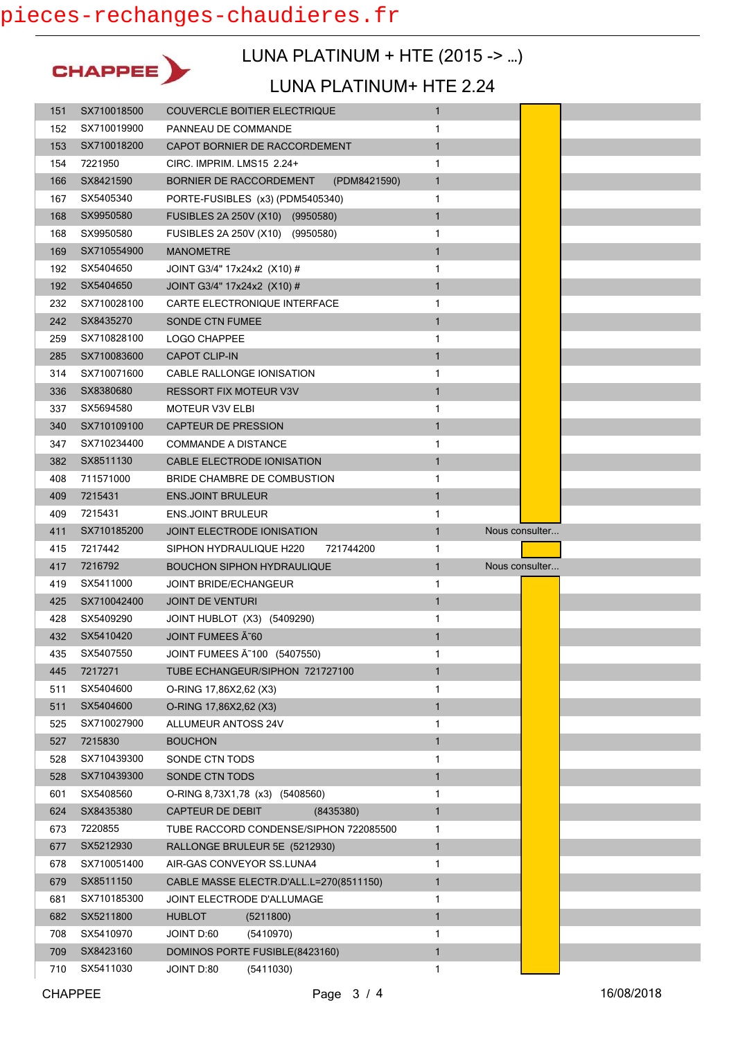# LUNA PLATINUM + HTE (2015 -> ...)

## LUNA PLATINUM+ HTE 2.24

| | | | | |
|---|---|---|---|---|
| 151 | SX710018500 | COUVERCLE BOITIER ELECTRIQUE | 1 | |
| 152 | SX710019900 | PANNEAU DE COMMANDE | 1 | |
| 153 | SX710018200 | CAPOT BORNIER DE RACCORDEMENT | 1 | |
| 154 | 7221950 | CIRC. IMPRIM. LMS15 2.24+ | 1 | |
| 166 | SX8421590 | BORNIER DE RACCORDEMENT (PDM8421590) | 1 | |
| 167 | SX5405340 | PORTE-FUSIBLES (x3) (PDM5405340) | 1 | |
| 168 | SX9950580 | FUSIBLES 2A 250V (X10) (9950580) | 1 | |
| 168 | SX9950580 | FUSIBLES 2A 250V (X10) (9950580) | 1 | |
| 169 | SX710554900 | MANOMETRE | 1 | |
| 192 | SX5404650 | JOINT G3/4" 17x24x2 (X10) # | 1 | |
| 192 | SX5404650 | JOINT G3/4" 17x24x2 (X10) # | 1 | |
| 232 | SX710028100 | CARTE ELECTRONIQUE INTERFACE | 1 | |
| 242 | SX8435270 | SONDE CTN FUMEE | 1 | |
| 259 | SX710828100 | LOGO CHAPPEE | 1 | |
| 285 | SX710083600 | CAPOT CLIP-IN | 1 | |
| 314 | SX710071600 | CABLE RALLONGE IONISATION | 1 | |
| 336 | SX8380680 | RESSORT FIX MOTEUR V3V | 1 | |
| 337 | SX5694580 | MOTEUR V3V ELBI | 1 | |
| 340 | SX710109100 | CAPTEUR DE PRESSION | 1 | |
| 347 | SX710234400 | COMMANDE A DISTANCE | 1 | |
| 382 | SX8511130 | CABLE ELECTRODE IONISATION | 1 | |
| 408 | 711571000 | BRIDE CHAMBRE DE COMBUSTION | 1 | |
| 409 | 7215431 | ENS.JOINT BRULEUR | 1 | |
| 409 | 7215431 | ENS.JOINT BRULEUR | 1 | |
| 411 | SX710185200 | JOINT ELECTRODE IONISATION | 1 | Nous consulter... |
| 415 | 7217442 | SIPHON HYDRAULIQUE H220 721744200 | 1 | |
| 417 | 7216792 | BOUCHON SIPHON HYDRAULIQUE | 1 | Nous consulter... |
| 419 | SX5411000 | JOINT BRIDE/ECHANGEUR | 1 | |
| 425 | SX710042400 | JOINT DE VENTURI | 1 | |
| 428 | SX5409290 | JOINT HUBLOT (X3) (5409290) | 1 | |
| 432 | SX5410420 | JOINT FUMEES Ã˜60 | 1 | |
| 435 | SX5407550 | JOINT FUMEES Ã˜100 (5407550) | 1 | |
| 445 | 7217271 | TUBE ECHANGEUR/SIPHON 721727100 | 1 | |
| 511 | SX5404600 | O-RING 17,86X2,62 (X3) | 1 | |
| 511 | SX5404600 | O-RING 17,86X2,62 (X3) | 1 | |
| 525 | SX710027900 | ALLUMEUR ANTOSS 24V | 1 | |
| 527 | 7215830 | BOUCHON | 1 | |
| 528 | SX710439300 | SONDE CTN TODS | 1 | |
| 528 | SX710439300 | SONDE CTN TODS | 1 | |
| 601 | SX5408560 | O-RING 8,73X1,78 (x3) (5408560) | 1 | |
| 624 | SX8435380 | CAPTEUR DE DEBIT (8435380) | 1 | |
| 673 | 7220855 | TUBE RACCORD CONDENSE/SIPHON 722085500 | 1 | |
| 677 | SX5212930 | RALLONGE BRULEUR 5E (5212930) | 1 | |
| 678 | SX710051400 | AIR-GAS CONVEYOR SS.LUNA4 | 1 | |
| 679 | SX8511150 | CABLE MASSE ELECTR.D'ALL.L=270(8511150) | 1 | |
| 681 | SX710185300 | JOINT ELECTRODE D'ALLUMAGE | 1 | |
| 682 | SX5211800 | HUBLOT (5211800) | 1 | |
| 708 | SX5410970 | JOINT D:60 (5410970) | 1 | |
| 709 | SX8423160 | DOMINOS PORTE FUSIBLE(8423160) | 1 | |
| 710 | SX5411030 | JOINT D:80 (5411030) | 1 | |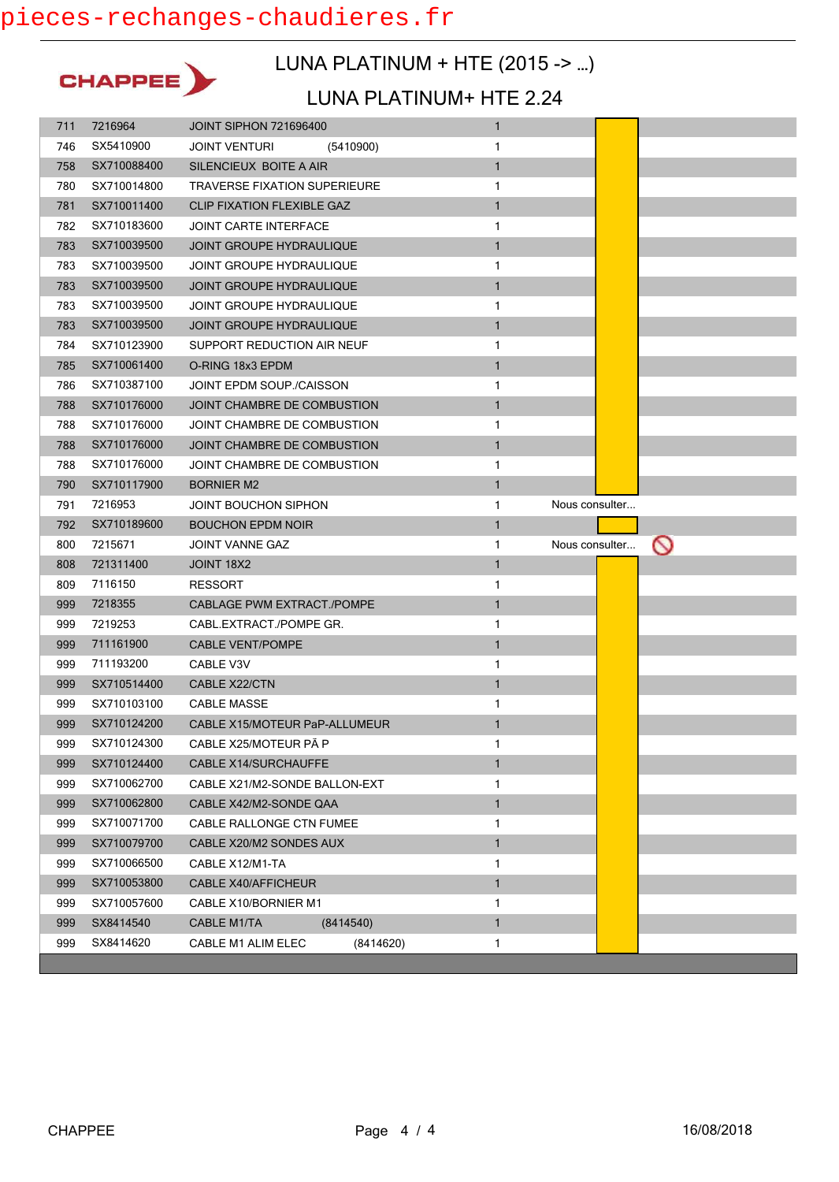pieces-rechanges-chaudieres.fr

CHAPPEE

# LUNA PLATINUM + HTE (2015 -> ...)

## LUNA PLATINUM+ HTE 2.24

| | | | | |
|---|---|---|---|---|
| 711 | 7216964 | JOINT SIPHON 721696400 | 1 | |
| 746 | SX5410900 | JOINT VENTURI (5410900) | 1 | |
| 758 | SX710088400 | SILENCIEUX BOITE A AIR | 1 | |
| 780 | SX710014800 | TRAVERSE FIXATION SUPERIEURE | 1 | |
| 781 | SX710011400 | CLIP FIXATION FLEXIBLE GAZ | 1 | |
| 782 | SX710183600 | JOINT CARTE INTERFACE | 1 | |
| 783 | SX710039500 | JOINT GROUPE HYDRAULIQUE | 1 | |
| 783 | SX710039500 | JOINT GROUPE HYDRAULIQUE | 1 | |
| 783 | SX710039500 | JOINT GROUPE HYDRAULIQUE | 1 | |
| 783 | SX710039500 | JOINT GROUPE HYDRAULIQUE | 1 | |
| 783 | SX710039500 | JOINT GROUPE HYDRAULIQUE | 1 | |
| 784 | SX710123900 | SUPPORT REDUCTION AIR NEUF | 1 | |
| 785 | SX710061400 | O-RING 18x3 EPDM | 1 | |
| 786 | SX710387100 | JOINT EPDM SOUP./CAISSON | 1 | |
| 788 | SX710176000 | JOINT CHAMBRE DE COMBUSTION | 1 | |
| 788 | SX710176000 | JOINT CHAMBRE DE COMBUSTION | 1 | |
| 788 | SX710176000 | JOINT CHAMBRE DE COMBUSTION | 1 | |
| 788 | SX710176000 | JOINT CHAMBRE DE COMBUSTION | 1 | |
| 790 | SX710117900 | BORNIER M2 | 1 | |
| 791 | 7216953 | JOINT BOUCHON SIPHON | 1 | Nous consulter... |
| 792 | SX710189600 | BOUCHON EPDM NOIR | 1 | |
| 800 | 7215671 | JOINT VANNE GAZ | 1 | Nous consulter... |
| 808 | 721311400 | JOINT 18X2 | 1 | |
| 809 | 7116150 | RESSORT | 1 | |
| 999 | 7218355 | CABLAGE PWM EXTRACT./POMPE | 1 | |
| 999 | 7219253 | CABL.EXTRACT./POMPE GR. | 1 | |
| 999 | 711161900 | CABLE VENT/POMPE | 1 | |
| 999 | 711193200 | CABLE V3V | 1 | |
| 999 | SX710514400 | CABLE X22/CTN | 1 | |
| 999 | SX710103100 | CABLE MASSE | 1 | |
| 999 | SX710124200 | CABLE X15/MOTEUR PaP-ALLUMEUR | 1 | |
| 999 | SX710124300 | CABLE X25/MOTEUR PÃ P | 1 | |
| 999 | SX710124400 | CABLE X14/SURCHAUFFE | 1 | |
| 999 | SX710062700 | CABLE X21/M2-SONDE BALLON-EXT | 1 | |
| 999 | SX710062800 | CABLE X42/M2-SONDE QAA | 1 | |
| 999 | SX710071700 | CABLE RALLONGE CTN FUMEE | 1 | |
| 999 | SX710079700 | CABLE X20/M2 SONDES AUX | 1 | |
| 999 | SX710066500 | CABLE X12/M1-TA | 1 | |
| 999 | SX710053800 | CABLE X40/AFFICHEUR | 1 | |
| 999 | SX710057600 | CABLE X10/BORNIER M1 | 1 | |
| 999 | SX8414540 | CABLE M1/TA (8414540) | 1 | |
| 999 | SX8414620 | CABLE M1 ALIM ELEC (8414620) | 1 | |

CHAPPEE 16/08/2018